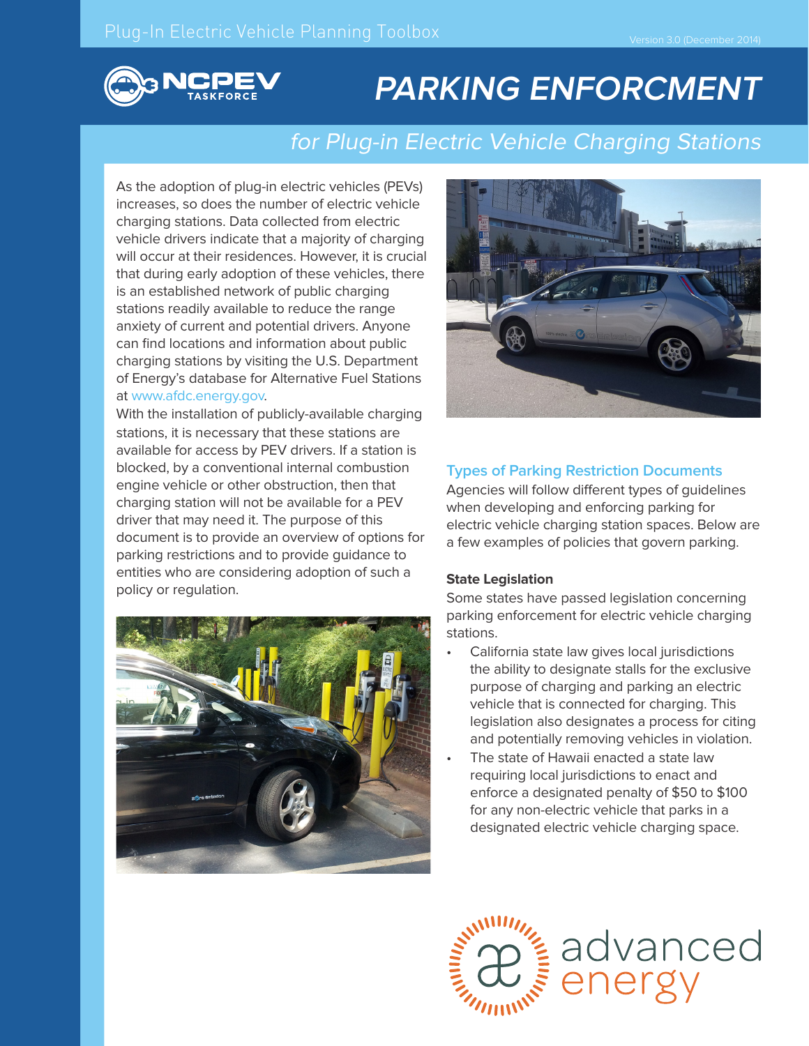Plug-In Electric Vehicle Planning Toolbox

Version 3.0 (December 2014)

NCPEV TASKFORCE

# PARKING ENFORCMENT

## *for Plug-in Electric Vehicle Charging Stations*

As the adoption of plug-in electric vehicles (PEVs) increases, so does the number of electric vehicle charging stations. Data collected from electric vehicle drivers indicate that a majority of charging will occur at their residences. However, it is crucial that during early adoption of these vehicles, there is an established network of public charging stations readily available to reduce the range anxiety of current and potential drivers. Anyone can find locations and information about public charging stations by visiting the U.S. Department of Energy's database for Alternative Fuel Stations at www.afdc.energy.gov.

With the installation of publicly-available charging stations, it is necessary that these stations are available for access by PEV drivers. If a station is blocked, by a conventional internal combustion engine vehicle or other obstruction, then that charging station will not be available for a PEV driver that may need it. The purpose of this document is to provide an overview of options for parking restrictions and to provide guidance to entities who are considering adoption of such a policy or regulation.

### Types of Parking Restriction Documents

Agencies will follow different types of guidelines when developing and enforcing parking for electric vehicle charging station spaces. Below are a few examples of policies that govern parking.

**State Legislation**

Some states have passed legislation concerning parking enforcement for electric vehicle charging stations.

- California state law gives local jurisdictions the ability to designate stalls for the exclusive purpose of charging and parking an electric vehicle that is connected for charging. This legislation also designates a process for citing and potentially removing vehicles in violation.
- The state of Hawaii enacted a state law requiring local jurisdictions to enact and enforce a designated penalty of $50 to $100 for any non-electric vehicle that parks in a designated electric vehicle charging space.

advanced energy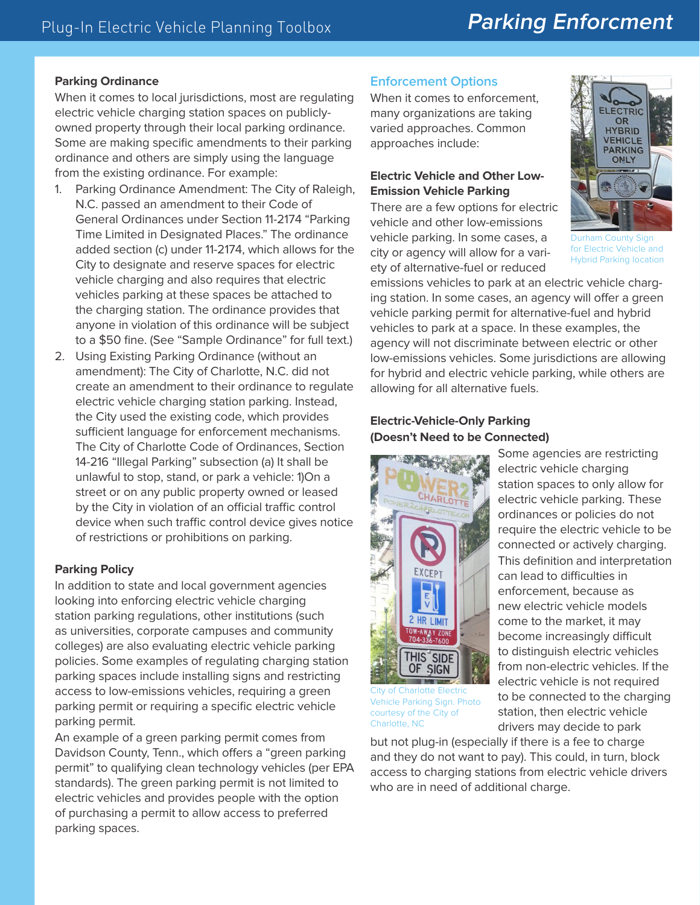## Parking Ordinance

When it comes to local jurisdictions, most are regulating electric vehicle charging station spaces on publicly-owned property through their local parking ordinance. Some are making specific amendments to their parking ordinance and others are simply using the language from the existing ordinance. For example:

1. Parking Ordinance Amendment: The City of Raleigh, N.C. passed an amendment to their Code of General Ordinances under Section 11-2174 "Parking Time Limited in Designated Places." The ordinance added section (c) under 11-2174, which allows for the City to designate and reserve spaces for electric vehicle charging and also requires that electric vehicles parking at these spaces be attached to the charging station. The ordinance provides that anyone in violation of this ordinance will be subject to a $50 fine. (See "Sample Ordinance" for full text.)
2. Using Existing Parking Ordinance (without an amendment): The City of Charlotte, N.C. did not create an amendment to their ordinance to regulate electric vehicle charging station parking. Instead, the City used the existing code, which provides sufficient language for enforcement mechanisms. The City of Charlotte Code of Ordinances, Section 14-216 "Illegal Parking" subsection (a) It shall be unlawful to stop, stand, or park a vehicle: 1)On a street or on any public property owned or leased by the City in violation of an official traffic control device when such traffic control device gives notice of restrictions or prohibitions on parking.

## Parking Policy

In addition to state and local government agencies looking into enforcing electric vehicle charging station parking regulations, other institutions (such as universities, corporate campuses and community colleges) are also evaluating electric vehicle parking policies. Some examples of regulating charging station parking spaces include installing signs and restricting access to low-emissions vehicles, requiring a green parking permit or requiring a specific electric vehicle parking permit.

An example of a green parking permit comes from Davidson County, Tenn., which offers a "green parking permit" to qualifying clean technology vehicles (per EPA standards). The green parking permit is not limited to electric vehicles and provides people with the option of purchasing a permit to allow access to preferred parking spaces.

## Enforcement Options

When it comes to enforcement, many organizations are taking varied approaches. Common approaches include:

### Electric Vehicle and Other Low-Emission Vehicle Parking

There are a few options for electric vehicle and other low-emissions vehicle parking. In some cases, a city or agency will allow for a variety of alternative-fuel or reduced emissions vehicles to park at an electric vehicle charging station. In some cases, an agency will offer a green vehicle parking permit for alternative-fuel and hybrid vehicles to park at a space. In these examples, the agency will not discriminate between electric or other low-emissions vehicles. Some jurisdictions are allowing for hybrid and electric vehicle parking, while others are allowing for all alternative fuels.

Durham County Sign for Electric Vehicle and Hybrid Parking location

### Electric-Vehicle-Only Parking (Doesn't Need to be Connected)

Some agencies are restricting electric vehicle charging station spaces to only allow for electric vehicle parking. These ordinances or policies do not require the electric vehicle to be connected or actively charging. This definition and interpretation can lead to difficulties in enforcement, because as new electric vehicle models come to the market, it may become increasingly difficult to distinguish electric vehicles from non-electric vehicles. If the electric vehicle is not required to be connected to the charging station, then electric vehicle drivers may decide to park but not plug-in (especially if there is a fee to charge and they do not want to pay). This could, in turn, block access to charging stations from electric vehicle drivers who are in need of additional charge.

City of Charlotte Electric Vehicle Parking Sign. Photo courtesy of the City of Charlotte, NC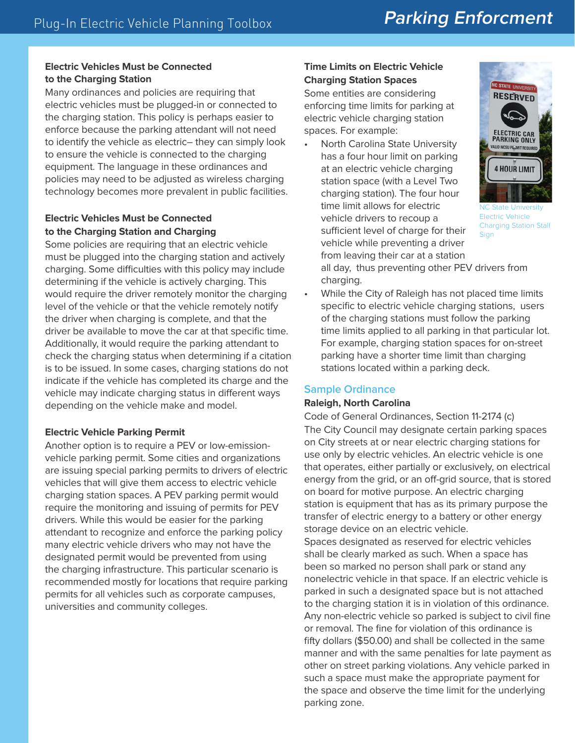# Parking Enforcment

### Electric Vehicles Must be Connected to the Charging Station

Many ordinances and policies are requiring that electric vehicles must be plugged-in or connected to the charging station. This policy is perhaps easier to enforce because the parking attendant will not need to identify the vehicle as electric– they can simply look to ensure the vehicle is connected to the charging equipment. The language in these ordinances and policies may need to be adjusted as wireless charging technology becomes more prevalent in public facilities.

### Electric Vehicles Must be Connected to the Charging Station and Charging

Some policies are requiring that an electric vehicle must be plugged into the charging station and actively charging. Some difficulties with this policy may include determining if the vehicle is actively charging. This would require the driver remotely monitor the charging level of the vehicle or that the vehicle remotely notify the driver when charging is complete, and that the driver be available to move the car at that specific time. Additionally, it would require the parking attendant to check the charging status when determining if a citation is to be issued. In some cases, charging stations do not indicate if the vehicle has completed its charge and the vehicle may indicate charging status in different ways depending on the vehicle make and model.

### Electric Vehicle Parking Permit

Another option is to require a PEV or low-emission-vehicle parking permit. Some cities and organizations are issuing special parking permits to drivers of electric vehicles that will give them access to electric vehicle charging station spaces. A PEV parking permit would require the monitoring and issuing of permits for PEV drivers. While this would be easier for the parking attendant to recognize and enforce the parking policy many electric vehicle drivers who may not have the designated permit would be prevented from using the charging infrastructure. This particular scenario is recommended mostly for locations that require parking permits for all vehicles such as corporate campuses, universities and community colleges.

### Time Limits on Electric Vehicle Charging Station Spaces

Some entities are considering enforcing time limits for parking at electric vehicle charging station spaces. For example:

- North Carolina State University has a four hour limit on parking at an electric vehicle charging station space (with a Level Two charging station). The four hour time limit allows for electric vehicle drivers to recoup a sufficient level of charge for their vehicle while preventing a driver from leaving their car at a station all day, thus preventing other PEV drivers from charging.
- While the City of Raleigh has not placed time limits specific to electric vehicle charging stations, users of the charging stations must follow the parking time limits applied to all parking in that particular lot. For example, charging station spaces for on-street parking have a shorter time limit than charging stations located within a parking deck.

NC State University Electric Vehicle Charging Station Stall Sign

## Sample Ordinance

**Raleigh, North Carolina**

Code of General Ordinances, Section 11-2174 (c)

The City Council may designate certain parking spaces on City streets at or near electric charging stations for use only by electric vehicles. An electric vehicle is one that operates, either partially or exclusively, on electrical energy from the grid, or an off-grid source, that is stored on board for motive purpose. An electric charging station is equipment that has as its primary purpose the transfer of electric energy to a battery or other energy storage device on an electric vehicle.

Spaces designated as reserved for electric vehicles shall be clearly marked as such. When a space has been so marked no person shall park or stand any nonelectric vehicle in that space. If an electric vehicle is parked in such a designated space but is not attached to the charging station it is in violation of this ordinance. Any non-electric vehicle so parked is subject to civil fine or removal. The fine for violation of this ordinance is fifty dollars ($50.00) and shall be collected in the same manner and with the same penalties for late payment as other on street parking violations. Any vehicle parked in such a space must make the appropriate payment for the space and observe the time limit for the underlying parking zone.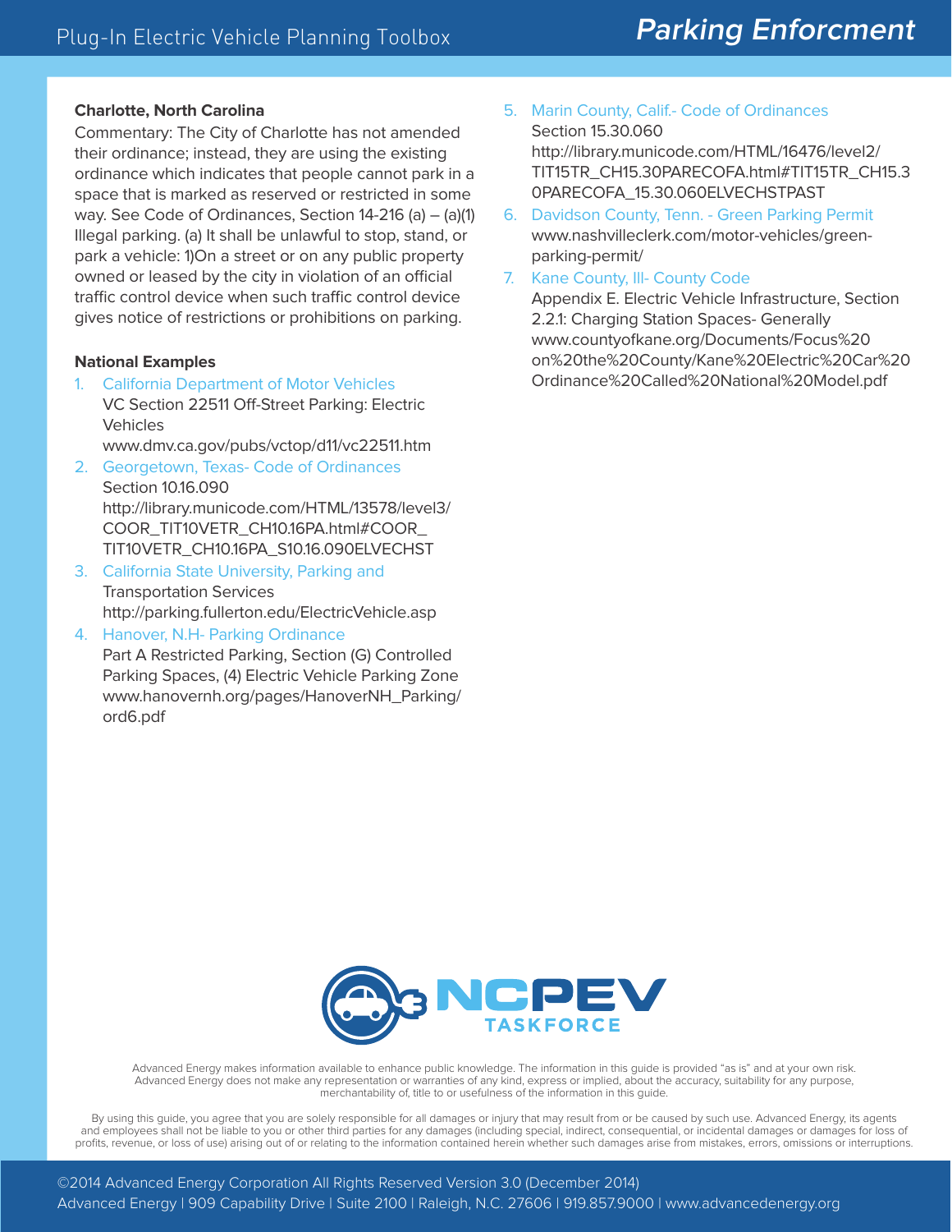**Charlotte, North Carolina**

Commentary: The City of Charlotte has not amended their ordinance; instead, they are using the existing ordinance which indicates that people cannot park in a space that is marked as reserved or restricted in some way. See Code of Ordinances, Section 14-216 (a) – (a)(1) Illegal parking. (a) It shall be unlawful to stop, stand, or park a vehicle: 1)On a street or on any public property owned or leased by the city in violation of an official traffic control device when such traffic control device gives notice of restrictions or prohibitions on parking.

**National Examples**

1. California Department of Motor Vehicles
   VC Section 22511 Off-Street Parking: Electric Vehicles
   www.dmv.ca.gov/pubs/vctop/d11/vc22511.htm
2. Georgetown, Texas- Code of Ordinances
   Section 10.16.090
   http://library.municode.com/HTML/13578/level3/COOR_TIT10VETR_CH10.16PA.html#COOR_TIT10VETR_CH10.16PA_S10.16.090ELVECHST
3. California State University, Parking and Transportation Services
   http://parking.fullerton.edu/ElectricVehicle.asp
4. Hanover, N.H- Parking Ordinance
   Part A Restricted Parking, Section (G) Controlled Parking Spaces, (4) Electric Vehicle Parking Zone
   www.hanovernh.org/pages/HanoverNH_Parking/ord6.pdf
5. Marin County, Calif.- Code of Ordinances
   Section 15.30.060
   http://library.municode.com/HTML/16476/level2/TIT15TR_CH15.30PARECOFA.html#TIT15TR_CH15.30PARECOFA_15.30.060ELVECHSTPAST
6. Davidson County, Tenn. - Green Parking Permit
   www.nashvilleclerk.com/motor-vehicles/green-parking-permit/
7. Kane County, Ill- County Code
   Appendix E. Electric Vehicle Infrastructure, Section 2.2.1: Charging Station Spaces- Generally
   www.countyofkane.org/Documents/Focus%20on%20the%20County/Kane%20Electric%20Car%20Ordinance%20Called%20National%20Model.pdf

NCPEV TASKFORCE

Advanced Energy makes information available to enhance public knowledge. The information in this guide is provided "as is" and at your own risk. Advanced Energy does not make any representation or warranties of any kind, express or implied, about the accuracy, suitability for any purpose, merchantability of, title to or usefulness of the information in this guide.

By using this guide, you agree that you are solely responsible for all damages or injury that may result from or be caused by such use. Advanced Energy, its agents and employees shall not be liable to you or other third parties for any damages (including special, indirect, consequential, or incidental damages or damages for loss of profits, revenue, or loss of use) arising out of or relating to the information contained herein whether such damages arise from mistakes, errors, omissions or interruptions.

©2014 Advanced Energy Corporation All Rights Reserved Version 3.0 (December 2014)
Advanced Energy | 909 Capability Drive | Suite 2100 | Raleigh, N.C. 27606 | 919.857.9000 | www.advancedenergy.org